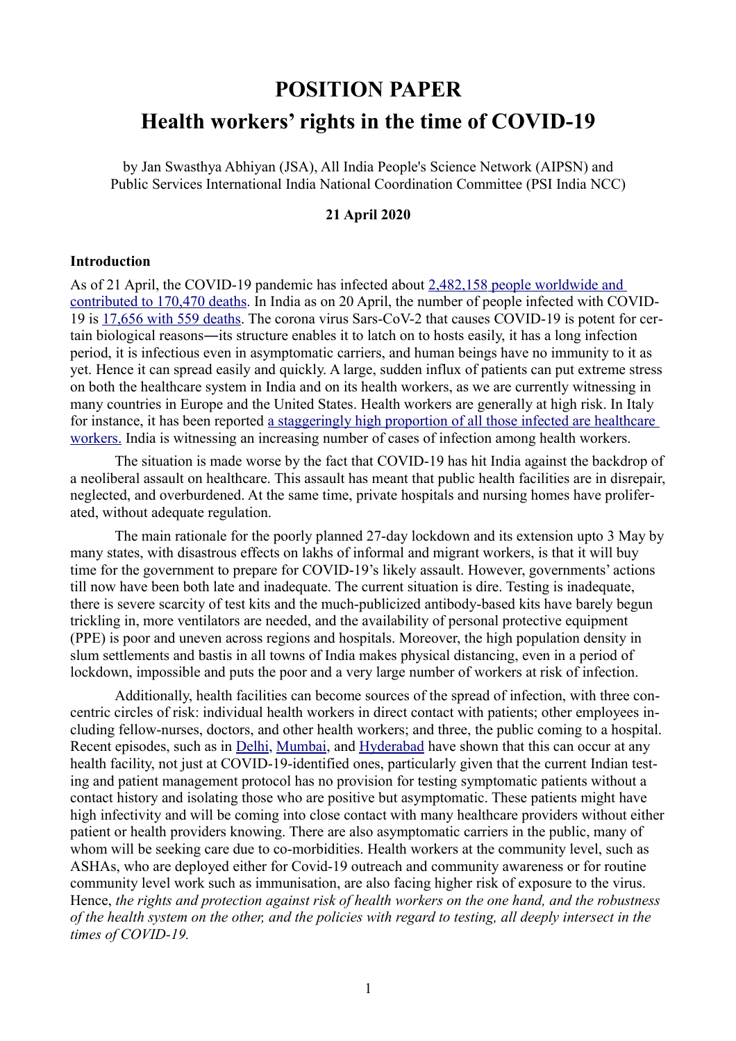# POSITION PAPER

# Health workers' rights in the time of COVID-19

by Jan Swasthya Abhiyan (JSA), All India People's Science Network (AIPSN) and Public Services International India National Coordination Committee (PSI India NCC)

**21 April 2020**

### Introduction

As of 21 April, the COVID-19 pandemic has infected about 2,482,158 people worldwide and contributed to 170,470 deaths. In India as on 20 April, the number of people infected with COVID-19 is 17,656 with 559 deaths. The corona virus Sars-CoV-2 that causes COVID-19 is potent for certain biological reasons—its structure enables it to latch on to hosts easily, it has a long infection period, it is infectious even in asymptomatic carriers, and human beings have no immunity to it as yet. Hence it can spread easily and quickly. A large, sudden influx of patients can put extreme stress on both the healthcare system in India and on its health workers, as we are currently witnessing in many countries in Europe and the United States. Health workers are generally at high risk. In Italy for instance, it has been reported a staggeringly high proportion of all those infected are healthcare workers. India is witnessing an increasing number of cases of infection among health workers.

The situation is made worse by the fact that COVID-19 has hit India against the backdrop of a neoliberal assault on healthcare. This assault has meant that public health facilities are in disrepair, neglected, and overburdened. At the same time, private hospitals and nursing homes have proliferated, without adequate regulation.

The main rationale for the poorly planned 27-day lockdown and its extension upto 3 May by many states, with disastrous effects on lakhs of informal and migrant workers, is that it will buy time for the government to prepare for COVID-19's likely assault. However, governments' actions till now have been both late and inadequate. The current situation is dire. Testing is inadequate, there is severe scarcity of test kits and the much-publicized antibody-based kits have barely begun trickling in, more ventilators are needed, and the availability of personal protective equipment (PPE) is poor and uneven across regions and hospitals. Moreover, the high population density in slum settlements and bastis in all towns of India makes physical distancing, even in a period of lockdown, impossible and puts the poor and a very large number of workers at risk of infection.

Additionally, health facilities can become sources of the spread of infection, with three concentric circles of risk: individual health workers in direct contact with patients; other employees including fellow-nurses, doctors, and other health workers; and three, the public coming to a hospital. Recent episodes, such as in Delhi, Mumbai, and Hyderabad have shown that this can occur at any health facility, not just at COVID-19-identified ones, particularly given that the current Indian testing and patient management protocol has no provision for testing symptomatic patients without a contact history and isolating those who are positive but asymptomatic. These patients might have high infectivity and will be coming into close contact with many healthcare providers without either patient or health providers knowing. There are also asymptomatic carriers in the public, many of whom will be seeking care due to co-morbidities. Health workers at the community level, such as ASHAs, who are deployed either for Covid-19 outreach and community awareness or for routine community level work such as immunisation, are also facing higher risk of exposure to the virus. Hence, *the rights and protection against risk of health workers on the one hand, and the robustness of the health system on the other, and the policies with regard to testing, all deeply intersect in the times of COVID-19.*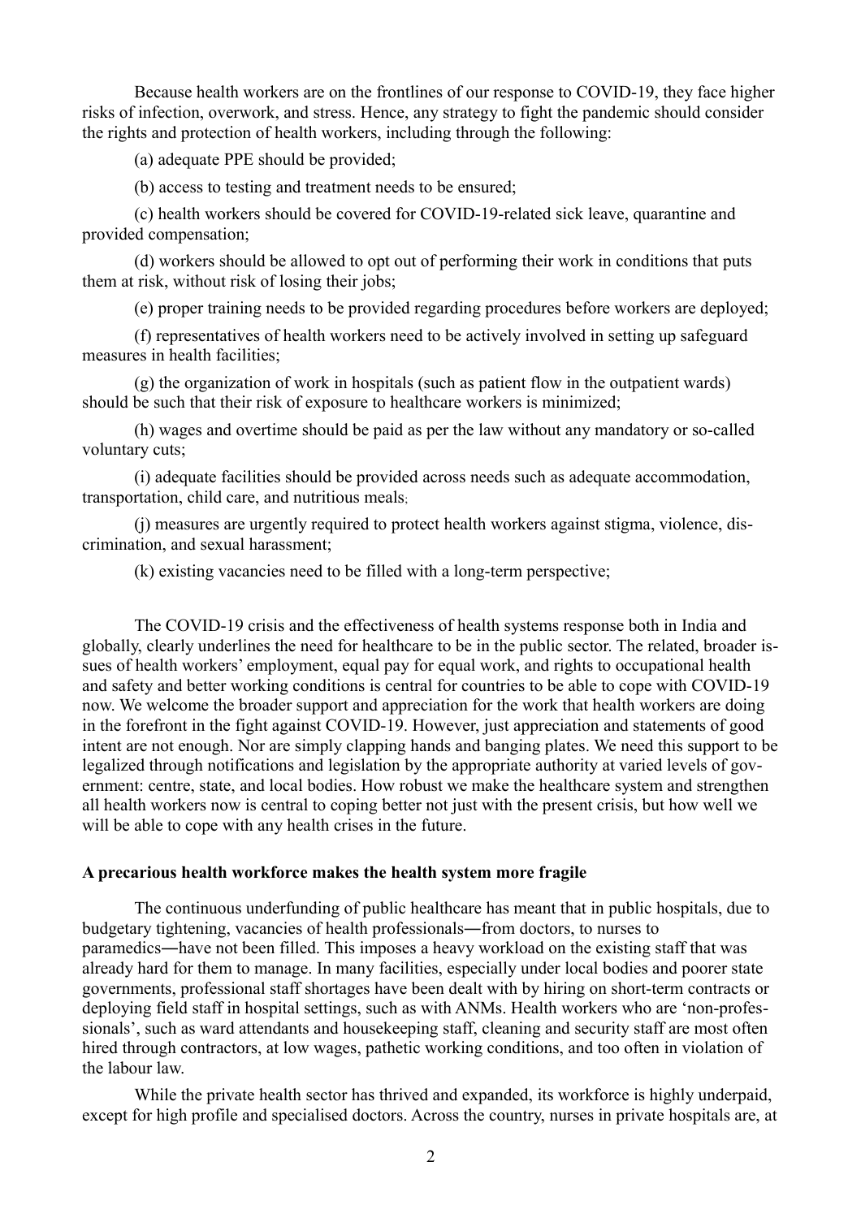Because health workers are on the frontlines of our response to COVID-19, they face higher risks of infection, overwork, and stress. Hence, any strategy to fight the pandemic should consider the rights and protection of health workers, including through the following:

(a) adequate PPE should be provided;

(b) access to testing and treatment needs to be ensured;

(c) health workers should be covered for COVID-19-related sick leave, quarantine and provided compensation;

(d) workers should be allowed to opt out of performing their work in conditions that puts them at risk, without risk of losing their jobs;

(e) proper training needs to be provided regarding procedures before workers are deployed;

(f) representatives of health workers need to be actively involved in setting up safeguard measures in health facilities;

(g) the organization of work in hospitals (such as patient flow in the outpatient wards) should be such that their risk of exposure to healthcare workers is minimized;

(h) wages and overtime should be paid as per the law without any mandatory or so-called voluntary cuts;

(i) adequate facilities should be provided across needs such as adequate accommodation, transportation, child care, and nutritious meals;

(j) measures are urgently required to protect health workers against stigma, violence, discrimination, and sexual harassment;

(k) existing vacancies need to be filled with a long-term perspective;

The COVID-19 crisis and the effectiveness of health systems response both in India and globally, clearly underlines the need for healthcare to be in the public sector. The related, broader issues of health workers' employment, equal pay for equal work, and rights to occupational health and safety and better working conditions is central for countries to be able to cope with COVID-19 now. We welcome the broader support and appreciation for the work that health workers are doing in the forefront in the fight against COVID-19. However, just appreciation and statements of good intent are not enough. Nor are simply clapping hands and banging plates. We need this support to be legalized through notifications and legislation by the appropriate authority at varied levels of government: centre, state, and local bodies. How robust we make the healthcare system and strengthen all health workers now is central to coping better not just with the present crisis, but how well we will be able to cope with any health crises in the future.

**A precarious health workforce makes the health system more fragile**

The continuous underfunding of public healthcare has meant that in public hospitals, due to budgetary tightening, vacancies of health professionals—from doctors, to nurses to paramedics—have not been filled. This imposes a heavy workload on the existing staff that was already hard for them to manage. In many facilities, especially under local bodies and poorer state governments, professional staff shortages have been dealt with by hiring on short-term contracts or deploying field staff in hospital settings, such as with ANMs. Health workers who are 'non-professionals', such as ward attendants and housekeeping staff, cleaning and security staff are most often hired through contractors, at low wages, pathetic working conditions, and too often in violation of the labour law.

While the private health sector has thrived and expanded, its workforce is highly underpaid, except for high profile and specialised doctors. Across the country, nurses in private hospitals are, at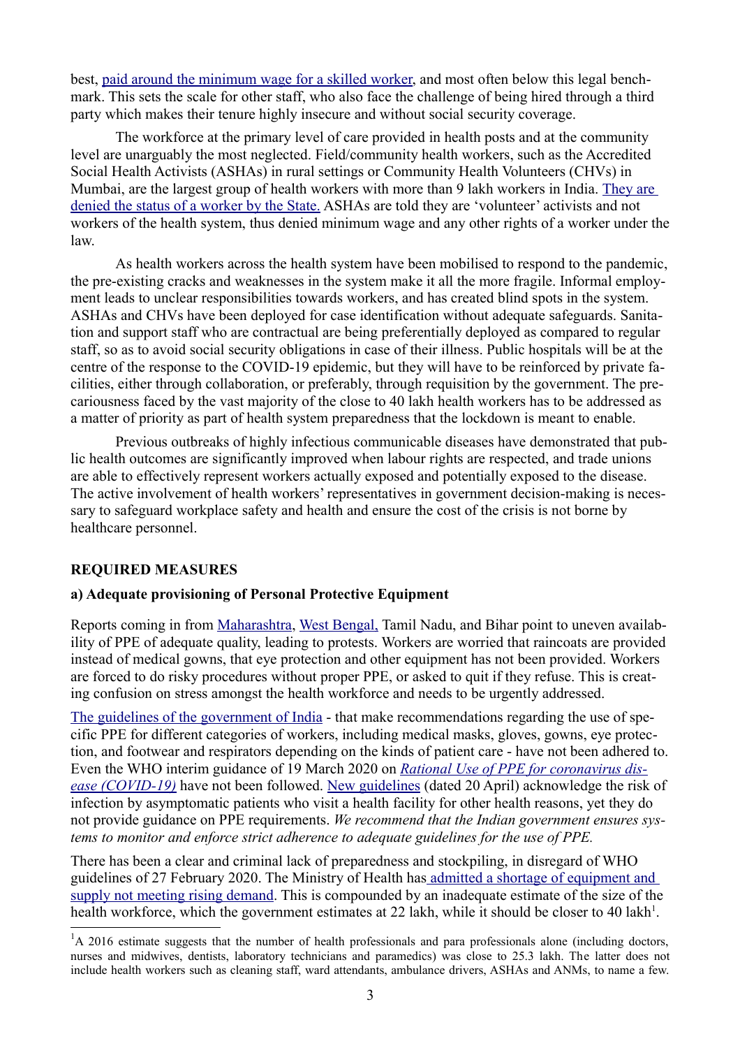best, [paid around the minimum wage for a skilled worker](), and most often below this legal benchmark. This sets the scale for other staff, who also face the challenge of being hired through a third party which makes their tenure highly insecure and without social security coverage.

The workforce at the primary level of care provided in health posts and at the community level are unarguably the most neglected. Field/community health workers, such as the Accredited Social Health Activists (ASHAs) in rural settings or Community Health Volunteers (CHVs) in Mumbai, are the largest group of health workers with more than 9 lakh workers in India. [They are denied the status of a worker by the State.]() ASHAs are told they are 'volunteer' activists and not workers of the health system, thus denied minimum wage and any other rights of a worker under the law.

As health workers across the health system have been mobilised to respond to the pandemic, the pre-existing cracks and weaknesses in the system make it all the more fragile. Informal employment leads to unclear responsibilities towards workers, and has created blind spots in the system. ASHAs and CHVs have been deployed for case identification without adequate safeguards. Sanitation and support staff who are contractual are being preferentially deployed as compared to regular staff, so as to avoid social security obligations in case of their illness. Public hospitals will be at the centre of the response to the COVID-19 epidemic, but they will have to be reinforced by private facilities, either through collaboration, or preferably, through requisition by the government. The precariousness faced by the vast majority of the close to 40 lakh health workers has to be addressed as a matter of priority as part of health system preparedness that the lockdown is meant to enable.

Previous outbreaks of highly infectious communicable diseases have demonstrated that public health outcomes are significantly improved when labour rights are respected, and trade unions are able to effectively represent workers actually exposed and potentially exposed to the disease. The active involvement of health workers' representatives in government decision-making is necessary to safeguard workplace safety and health and ensure the cost of the crisis is not borne by healthcare personnel.

## REQUIRED MEASURES

### a) Adequate provisioning of Personal Protective Equipment

Reports coming in from [Maharashtra](), [West Bengal,]() Tamil Nadu, and Bihar point to uneven availability of PPE of adequate quality, leading to protests. Workers are worried that raincoats are provided instead of medical gowns, that eye protection and other equipment has not been provided. Workers are forced to do risky procedures without proper PPE, or asked to quit if they refuse. This is creating confusion on stress amongst the health workforce and needs to be urgently addressed.

[The guidelines of the government of India]() - that make recommendations regarding the use of specific PPE for different categories of workers, including medical masks, gloves, gowns, eye protection, and footwear and respirators depending on the kinds of patient care - have not been adhered to. Even the WHO interim guidance of 19 March 2020 on [*Rational Use of PPE for coronavirus disease (COVID-19)*]() have not been followed. [New guidelines]() (dated 20 April) acknowledge the risk of infection by asymptomatic patients who visit a health facility for other health reasons, yet they do not provide guidance on PPE requirements. *We recommend that the Indian government ensures systems to monitor and enforce strict adherence to adequate guidelines for the use of PPE.*

There has been a clear and criminal lack of preparedness and stockpiling, in disregard of WHO guidelines of 27 February 2020. The Ministry of Health has [admitted a shortage of equipment and supply not meeting rising demand](). This is compounded by an inadequate estimate of the size of the health workforce, which the government estimates at 22 lakh, while it should be closer to 40 lakh[1].

---

[1]A 2016 estimate suggests that the number of health professionals and para professionals alone (including doctors, nurses and midwives, dentists, laboratory technicians and paramedics) was close to 25.3 lakh. The latter does not include health workers such as cleaning staff, ward attendants, ambulance drivers, ASHAs and ANMs, to name a few.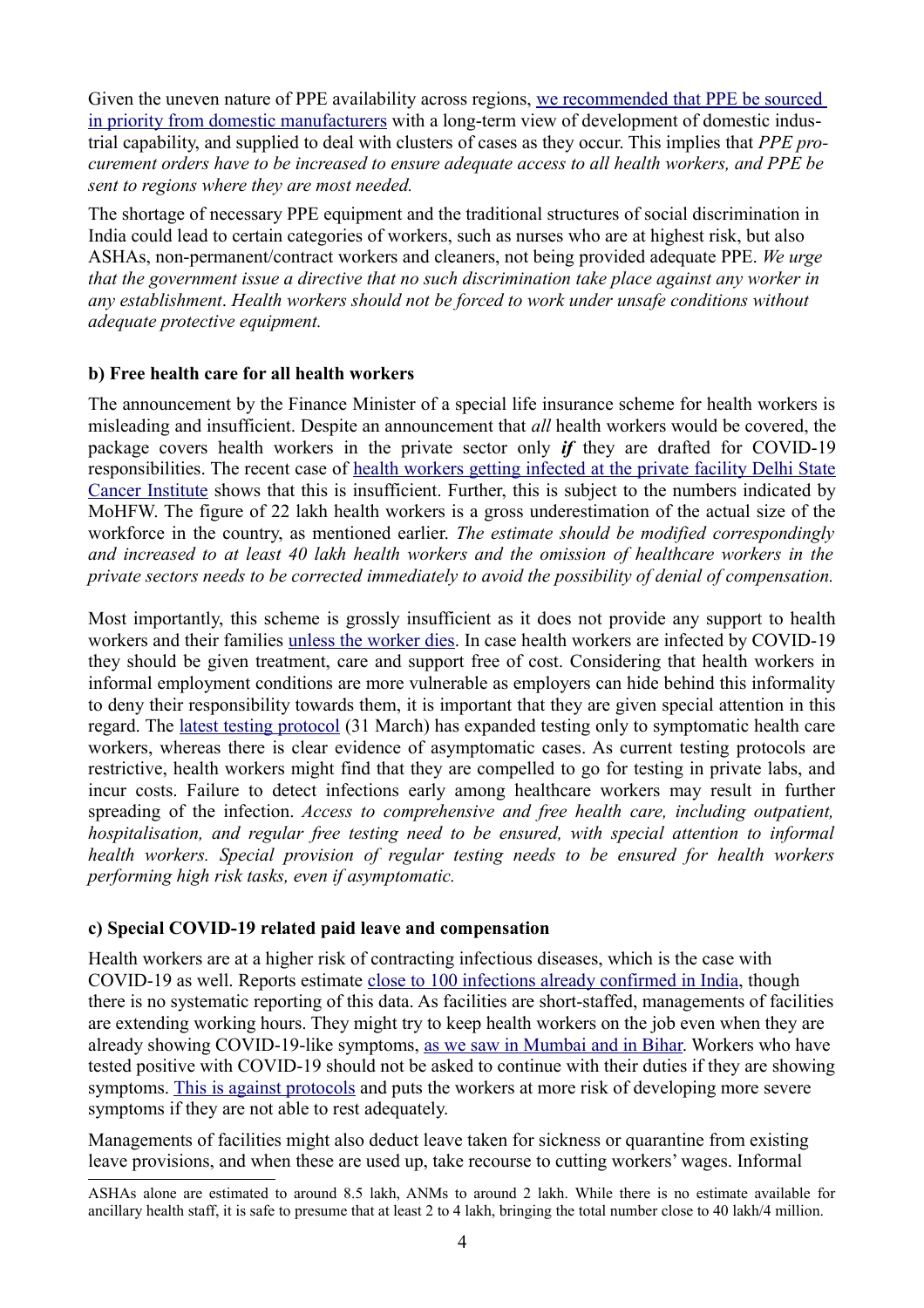Given the uneven nature of PPE availability across regions, we recommended that PPE be sourced in priority from domestic manufacturers with a long-term view of development of domestic industrial capability, and supplied to deal with clusters of cases as they occur. This implies that *PPE procurement orders have to be increased to ensure adequate access to all health workers, and PPE be sent to regions where they are most needed.*

The shortage of necessary PPE equipment and the traditional structures of social discrimination in India could lead to certain categories of workers, such as nurses who are at highest risk, but also ASHAs, non-permanent/contract workers and cleaners, not being provided adequate PPE. *We urge that the government issue a directive that no such discrimination take place against any worker in any establishment*. *Health workers should not be forced to work under unsafe conditions without adequate protective equipment.*

**b) Free health care for all health workers**

The announcement by the Finance Minister of a special life insurance scheme for health workers is misleading and insufficient. Despite an announcement that *all* health workers would be covered, the package covers health workers in the private sector only ***if*** they are drafted for COVID-19 responsibilities. The recent case of health workers getting infected at the private facility Delhi State Cancer Institute shows that this is insufficient. Further, this is subject to the numbers indicated by MoHFW. The figure of 22 lakh health workers is a gross underestimation of the actual size of the workforce in the country, as mentioned earlier. *The estimate should be modified correspondingly and increased to at least 40 lakh health workers and the omission of healthcare workers in the private sectors needs to be corrected immediately to avoid the possibility of denial of compensation.*

Most importantly, this scheme is grossly insufficient as it does not provide any support to health workers and their families unless the worker dies. In case health workers are infected by COVID-19 they should be given treatment, care and support free of cost. Considering that health workers in informal employment conditions are more vulnerable as employers can hide behind this informality to deny their responsibility towards them, it is important that they are given special attention in this regard. The latest testing protocol (31 March) has expanded testing only to symptomatic health care workers, whereas there is clear evidence of asymptomatic cases. As current testing protocols are restrictive, health workers might find that they are compelled to go for testing in private labs, and incur costs. Failure to detect infections early among healthcare workers may result in further spreading of the infection. *Access to comprehensive and free health care, including outpatient, hospitalisation, and regular free testing need to be ensured, with special attention to informal health workers. Special provision of regular testing needs to be ensured for health workers performing high risk tasks, even if asymptomatic.*

**c) Special COVID-19 related paid leave and compensation**

Health workers are at a higher risk of contracting infectious diseases, which is the case with COVID-19 as well. Reports estimate close to 100 infections already confirmed in India, though there is no systematic reporting of this data. As facilities are short-staffed, managements of facilities are extending working hours. They might try to keep health workers on the job even when they are already showing COVID-19-like symptoms, as we saw in Mumbai and in Bihar. Workers who have tested positive with COVID-19 should not be asked to continue with their duties if they are showing symptoms. This is against protocols and puts the workers at more risk of developing more severe symptoms if they are not able to rest adequately.

Managements of facilities might also deduct leave taken for sickness or quarantine from existing leave provisions, and when these are used up, take recourse to cutting workers' wages. Informal

---

ASHAs alone are estimated to around 8.5 lakh, ANMs to around 2 lakh. While there is no estimate available for ancillary health staff, it is safe to presume that at least 2 to 4 lakh, bringing the total number close to 40 lakh/4 million.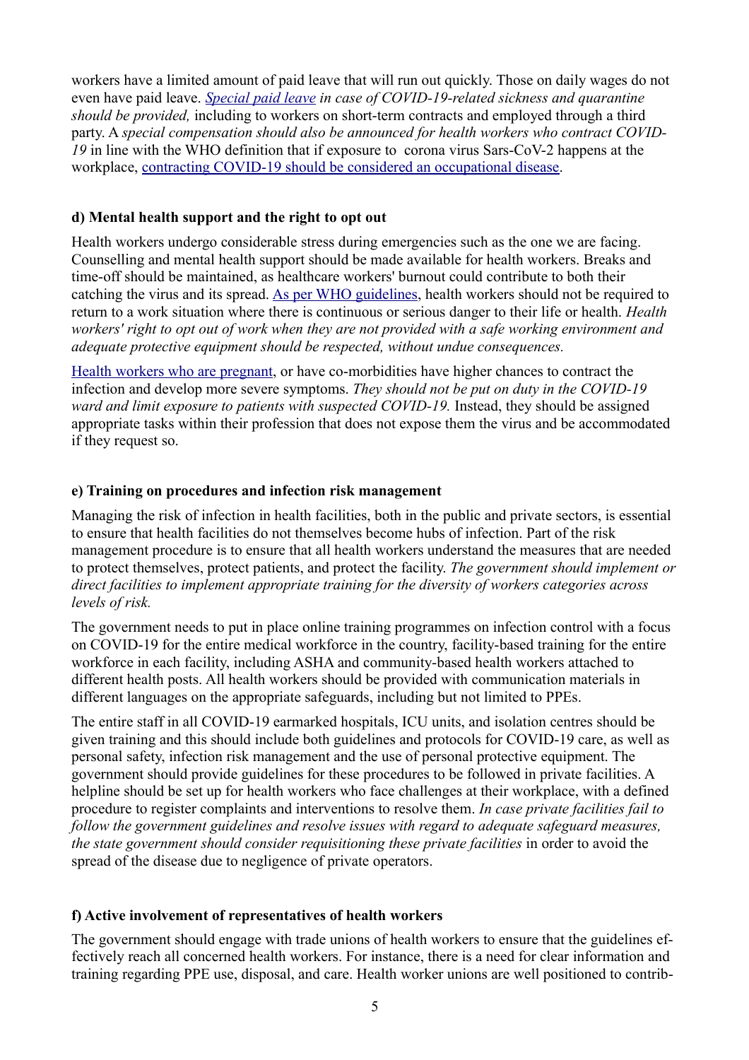workers have a limited amount of paid leave that will run out quickly. Those on daily wages do not even have paid leave. *Special paid leave in case of COVID-19-related sickness and quarantine should be provided,* including to workers on short-term contracts and employed through a third party. A *special compensation should also be announced for health workers who contract COVID-19* in line with the WHO definition that if exposure to corona virus Sars-CoV-2 happens at the workplace, contracting COVID-19 should be considered an occupational disease.

**d) Mental health support and the right to opt out**

Health workers undergo considerable stress during emergencies such as the one we are facing. Counselling and mental health support should be made available for health workers. Breaks and time-off should be maintained, as healthcare workers' burnout could contribute to both their catching the virus and its spread. As per WHO guidelines, health workers should not be required to return to a work situation where there is continuous or serious danger to their life or health. *Health workers' right to opt out of work when they are not provided with a safe working environment and adequate protective equipment should be respected, without undue consequences.*

Health workers who are pregnant, or have co-morbidities have higher chances to contract the infection and develop more severe symptoms. *They should not be put on duty in the COVID-19 ward and limit exposure to patients with suspected COVID-19.* Instead, they should be assigned appropriate tasks within their profession that does not expose them the virus and be accommodated if they request so.

**e) Training on procedures and infection risk management**

Managing the risk of infection in health facilities, both in the public and private sectors, is essential to ensure that health facilities do not themselves become hubs of infection. Part of the risk management procedure is to ensure that all health workers understand the measures that are needed to protect themselves, protect patients, and protect the facility. *The government should implement or direct facilities to implement appropriate training for the diversity of workers categories across levels of risk.*

The government needs to put in place online training programmes on infection control with a focus on COVID-19 for the entire medical workforce in the country, facility-based training for the entire workforce in each facility, including ASHA and community-based health workers attached to different health posts. All health workers should be provided with communication materials in different languages on the appropriate safeguards, including but not limited to PPEs.

The entire staff in all COVID-19 earmarked hospitals, ICU units, and isolation centres should be given training and this should include both guidelines and protocols for COVID-19 care, as well as personal safety, infection risk management and the use of personal protective equipment. The government should provide guidelines for these procedures to be followed in private facilities. A helpline should be set up for health workers who face challenges at their workplace, with a defined procedure to register complaints and interventions to resolve them. *In case private facilities fail to follow the government guidelines and resolve issues with regard to adequate safeguard measures, the state government should consider requisitioning these private facilities* in order to avoid the spread of the disease due to negligence of private operators.

**f) Active involvement of representatives of health workers**

The government should engage with trade unions of health workers to ensure that the guidelines effectively reach all concerned health workers. For instance, there is a need for clear information and training regarding PPE use, disposal, and care. Health worker unions are well positioned to contrib-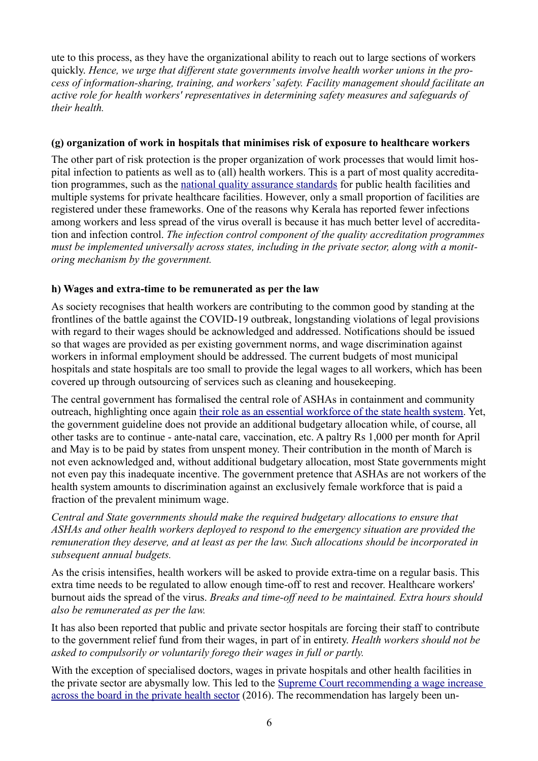ute to this process, as they have the organizational ability to reach out to large sections of workers quickly. *Hence, we urge that different state governments involve health worker unions in the process of information-sharing, training, and workers' safety. Facility management should facilitate an active role for health workers' representatives in determining safety measures and safeguards of their health.*

**(g) organization of work in hospitals that minimises risk of exposure to healthcare workers**

The other part of risk protection is the proper organization of work processes that would limit hospital infection to patients as well as to (all) health workers. This is a part of most quality accreditation programmes, such as the [national quality assurance standards]() for public health facilities and multiple systems for private healthcare facilities. However, only a small proportion of facilities are registered under these frameworks. One of the reasons why Kerala has reported fewer infections among workers and less spread of the virus overall is because it has much better level of accreditation and infection control. *The infection control component of the quality accreditation programmes must be implemented universally across states, including in the private sector, along with a monitoring mechanism by the government.*

**h) Wages and extra-time to be remunerated as per the law**

As society recognises that health workers are contributing to the common good by standing at the frontlines of the battle against the COVID-19 outbreak, longstanding violations of legal provisions with regard to their wages should be acknowledged and addressed. Notifications should be issued so that wages are provided as per existing government norms, and wage discrimination against workers in informal employment should be addressed. The current budgets of most municipal hospitals and state hospitals are too small to provide the legal wages to all workers, which has been covered up through outsourcing of services such as cleaning and housekeeping.

The central government has formalised the central role of ASHAs in containment and community outreach, highlighting once again [their role as an essential workforce of the state health system](). Yet, the government guideline does not provide an additional budgetary allocation while, of course, all other tasks are to continue - ante-natal care, vaccination, etc. A paltry Rs 1,000 per month for April and May is to be paid by states from unspent money. Their contribution in the month of March is not even acknowledged and, without additional budgetary allocation, most State governments might not even pay this inadequate incentive. The government pretence that ASHAs are not workers of the health system amounts to discrimination against an exclusively female workforce that is paid a fraction of the prevalent minimum wage.

*Central and State governments should make the required budgetary allocations to ensure that ASHAs and other health workers deployed to respond to the emergency situation are provided the remuneration they deserve, and at least as per the law. Such allocations should be incorporated in subsequent annual budgets.*

As the crisis intensifies, health workers will be asked to provide extra-time on a regular basis. This extra time needs to be regulated to allow enough time-off to rest and recover. Healthcare workers' burnout aids the spread of the virus. *Breaks and time-off need to be maintained. Extra hours should also be remunerated as per the law.*

It has also been reported that public and private sector hospitals are forcing their staff to contribute to the government relief fund from their wages, in part of in entirety. *Health workers should not be asked to compulsorily or voluntarily forego their wages in full or partly.*

With the exception of specialised doctors, wages in private hospitals and other health facilities in the private sector are abysmally low. This led to the [Supreme Court recommending a wage increase across the board in the private health sector]() (2016). The recommendation has largely been un-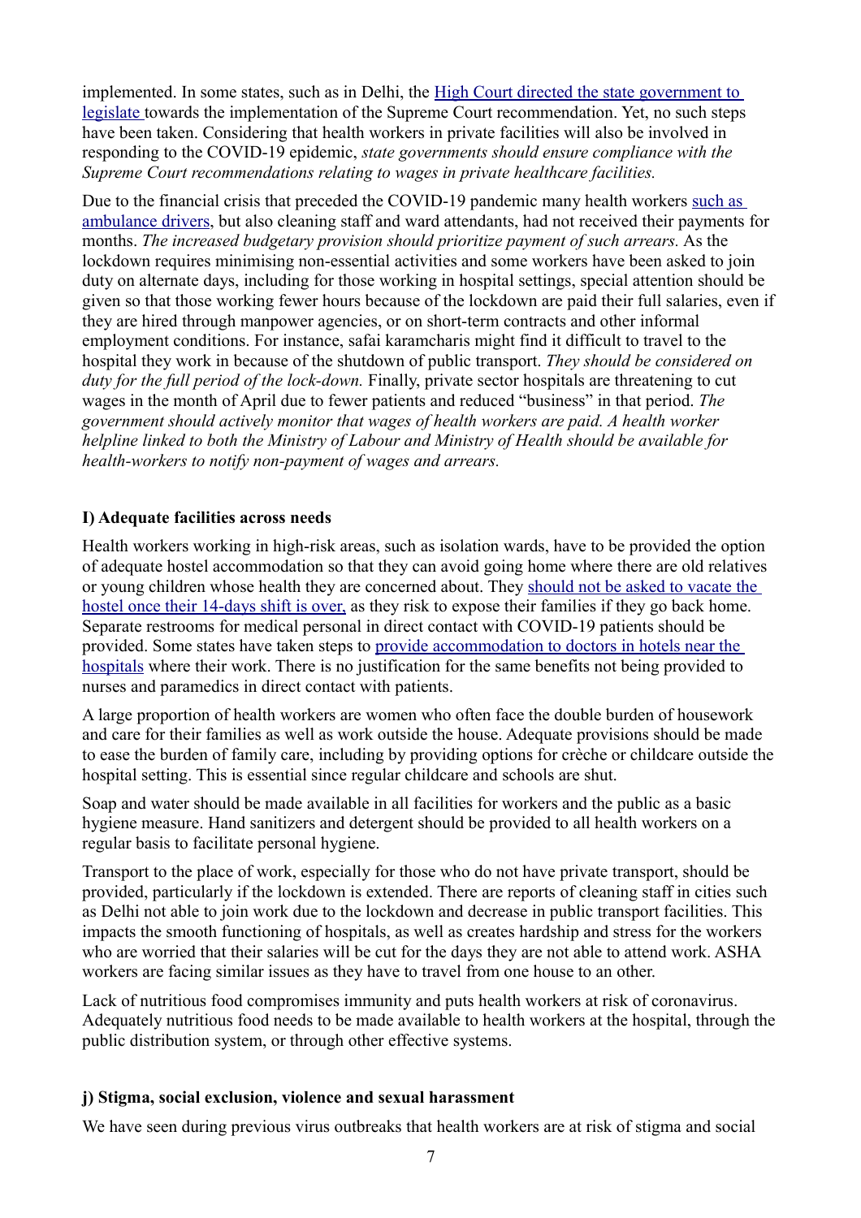implemented. In some states, such as in Delhi, the High Court directed the state government to legislate towards the implementation of the Supreme Court recommendation. Yet, no such steps have been taken. Considering that health workers in private facilities will also be involved in responding to the COVID-19 epidemic, *state governments should ensure compliance with the Supreme Court recommendations relating to wages in private healthcare facilities.*

Due to the financial crisis that preceded the COVID-19 pandemic many health workers such as ambulance drivers, but also cleaning staff and ward attendants, had not received their payments for months. *The increased budgetary provision should prioritize payment of such arrears.* As the lockdown requires minimising non-essential activities and some workers have been asked to join duty on alternate days, including for those working in hospital settings, special attention should be given so that those working fewer hours because of the lockdown are paid their full salaries, even if they are hired through manpower agencies, or on short-term contracts and other informal employment conditions. For instance, safai karamcharis might find it difficult to travel to the hospital they work in because of the shutdown of public transport. *They should be considered on duty for the full period of the lock-down.* Finally, private sector hospitals are threatening to cut wages in the month of April due to fewer patients and reduced "business" in that period. *The government should actively monitor that wages of health workers are paid. A health worker helpline linked to both the Ministry of Labour and Ministry of Health should be available for health-workers to notify non-payment of wages and arrears.*

**I) Adequate facilities across needs**

Health workers working in high-risk areas, such as isolation wards, have to be provided the option of adequate hostel accommodation so that they can avoid going home where there are old relatives or young children whose health they are concerned about. They should not be asked to vacate the hostel once their 14-days shift is over, as they risk to expose their families if they go back home. Separate restrooms for medical personal in direct contact with COVID-19 patients should be provided. Some states have taken steps to provide accommodation to doctors in hotels near the hospitals where their work. There is no justification for the same benefits not being provided to nurses and paramedics in direct contact with patients.

A large proportion of health workers are women who often face the double burden of housework and care for their families as well as work outside the house. Adequate provisions should be made to ease the burden of family care, including by providing options for crèche or childcare outside the hospital setting. This is essential since regular childcare and schools are shut.

Soap and water should be made available in all facilities for workers and the public as a basic hygiene measure. Hand sanitizers and detergent should be provided to all health workers on a regular basis to facilitate personal hygiene.

Transport to the place of work, especially for those who do not have private transport, should be provided, particularly if the lockdown is extended. There are reports of cleaning staff in cities such as Delhi not able to join work due to the lockdown and decrease in public transport facilities. This impacts the smooth functioning of hospitals, as well as creates hardship and stress for the workers who are worried that their salaries will be cut for the days they are not able to attend work. ASHA workers are facing similar issues as they have to travel from one house to an other.

Lack of nutritious food compromises immunity and puts health workers at risk of coronavirus. Adequately nutritious food needs to be made available to health workers at the hospital, through the public distribution system, or through other effective systems.

**j) Stigma, social exclusion, violence and sexual harassment**

We have seen during previous virus outbreaks that health workers are at risk of stigma and social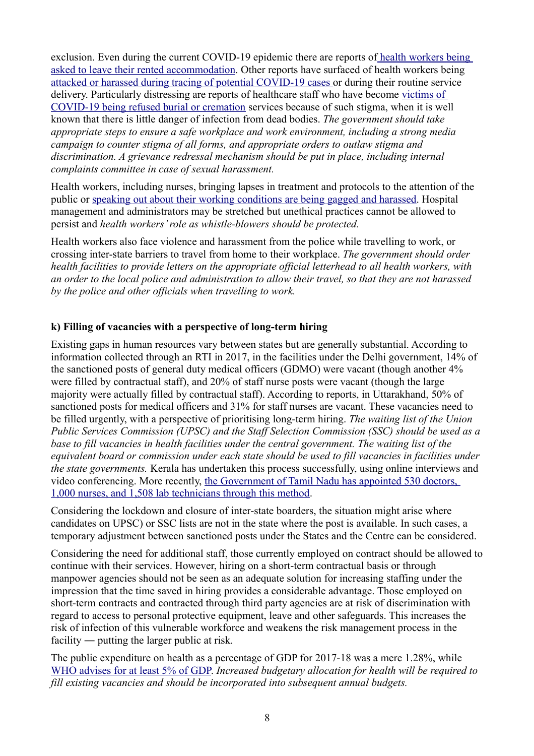exclusion. Even during the current COVID-19 epidemic there are reports of health workers being asked to leave their rented accommodation. Other reports have surfaced of health workers being attacked or harassed during tracing of potential COVID-19 cases or during their routine service delivery. Particularly distressing are reports of healthcare staff who have become victims of COVID-19 being refused burial or cremation services because of such stigma, when it is well known that there is little danger of infection from dead bodies. *The government should take appropriate steps to ensure a safe workplace and work environment, including a strong media campaign to counter stigma of all forms, and appropriate orders to outlaw stigma and discrimination. A grievance redressal mechanism should be put in place, including internal complaints committee in case of sexual harassment.*

Health workers, including nurses, bringing lapses in treatment and protocols to the attention of the public or speaking out about their working conditions are being gagged and harassed. Hospital management and administrators may be stretched but unethical practices cannot be allowed to persist and *health workers' role as whistle-blowers should be protected.*

Health workers also face violence and harassment from the police while travelling to work, or crossing inter-state barriers to travel from home to their workplace. *The government should order health facilities to provide letters on the appropriate official letterhead to all health workers, with an order to the local police and administration to allow their travel, so that they are not harassed by the police and other officials when travelling to work.*

**k) Filling of vacancies with a perspective of long-term hiring**

Existing gaps in human resources vary between states but are generally substantial. According to information collected through an RTI in 2017, in the facilities under the Delhi government, 14% of the sanctioned posts of general duty medical officers (GDMO) were vacant (though another 4% were filled by contractual staff), and 20% of staff nurse posts were vacant (though the large majority were actually filled by contractual staff). According to reports, in Uttarakhand, 50% of sanctioned posts for medical officers and 31% for staff nurses are vacant. These vacancies need to be filled urgently, with a perspective of prioritising long-term hiring. *The waiting list of the Union Public Services Commission (UPSC) and the Staff Selection Commission (SSC) should be used as a base to fill vacancies in health facilities under the central government. The waiting list of the equivalent board or commission under each state should be used to fill vacancies in facilities under the state governments.* Kerala has undertaken this process successfully, using online interviews and video conferencing. More recently, the Government of Tamil Nadu has appointed 530 doctors, 1,000 nurses, and 1,508 lab technicians through this method.

Considering the lockdown and closure of inter-state boarders, the situation might arise where candidates on UPSC) or SSC lists are not in the state where the post is available. In such cases, a temporary adjustment between sanctioned posts under the States and the Centre can be considered.

Considering the need for additional staff, those currently employed on contract should be allowed to continue with their services. However, hiring on a short-term contractual basis or through manpower agencies should not be seen as an adequate solution for increasing staffing under the impression that the time saved in hiring provides a considerable advantage. Those employed on short-term contracts and contracted through third party agencies are at risk of discrimination with regard to access to personal protective equipment, leave and other safeguards. This increases the risk of infection of this vulnerable workforce and weakens the risk management process in the facility ― putting the larger public at risk.

The public expenditure on health as a percentage of GDP for 2017-18 was a mere 1.28%, while WHO advises for at least 5% of GDP. *Increased budgetary allocation for health will be required to fill existing vacancies and should be incorporated into subsequent annual budgets.*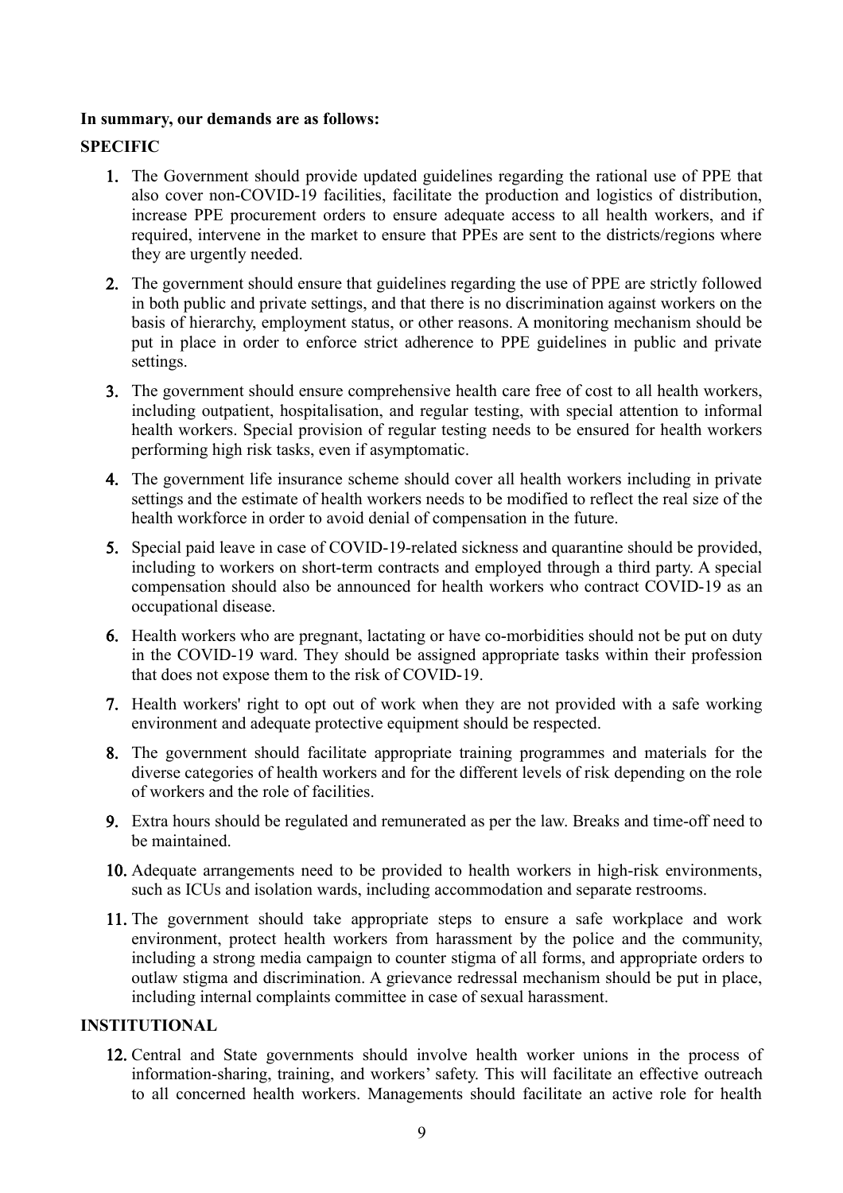**In summary, our demands are as follows:**

**SPECIFIC**

1. The Government should provide updated guidelines regarding the rational use of PPE that also cover non-COVID-19 facilities, facilitate the production and logistics of distribution, increase PPE procurement orders to ensure adequate access to all health workers, and if required, intervene in the market to ensure that PPEs are sent to the districts/regions where they are urgently needed.
2. The government should ensure that guidelines regarding the use of PPE are strictly followed in both public and private settings, and that there is no discrimination against workers on the basis of hierarchy, employment status, or other reasons. A monitoring mechanism should be put in place in order to enforce strict adherence to PPE guidelines in public and private settings.
3. The government should ensure comprehensive health care free of cost to all health workers, including outpatient, hospitalisation, and regular testing, with special attention to informal health workers. Special provision of regular testing needs to be ensured for health workers performing high risk tasks, even if asymptomatic.
4. The government life insurance scheme should cover all health workers including in private settings and the estimate of health workers needs to be modified to reflect the real size of the health workforce in order to avoid denial of compensation in the future.
5. Special paid leave in case of COVID-19-related sickness and quarantine should be provided, including to workers on short-term contracts and employed through a third party. A special compensation should also be announced for health workers who contract COVID-19 as an occupational disease.
6. Health workers who are pregnant, lactating or have co-morbidities should not be put on duty in the COVID-19 ward. They should be assigned appropriate tasks within their profession that does not expose them to the risk of COVID-19.
7. Health workers' right to opt out of work when they are not provided with a safe working environment and adequate protective equipment should be respected.
8. The government should facilitate appropriate training programmes and materials for the diverse categories of health workers and for the different levels of risk depending on the role of workers and the role of facilities.
9. Extra hours should be regulated and remunerated as per the law. Breaks and time-off need to be maintained.
10. Adequate arrangements need to be provided to health workers in high-risk environments, such as ICUs and isolation wards, including accommodation and separate restrooms.
11. The government should take appropriate steps to ensure a safe workplace and work environment, protect health workers from harassment by the police and the community, including a strong media campaign to counter stigma of all forms, and appropriate orders to outlaw stigma and discrimination. A grievance redressal mechanism should be put in place, including internal complaints committee in case of sexual harassment.

**INSTITUTIONAL**

12. Central and State governments should involve health worker unions in the process of information-sharing, training, and workers' safety. This will facilitate an effective outreach to all concerned health workers. Managements should facilitate an active role for health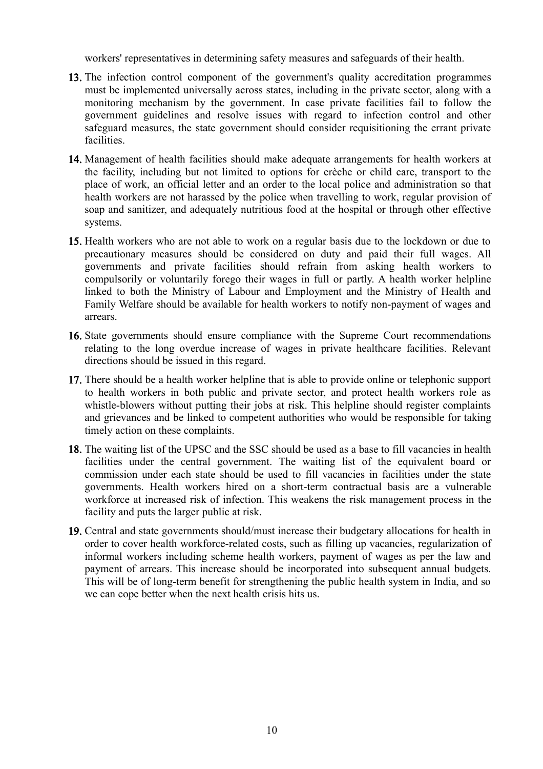workers' representatives in determining safety measures and safeguards of their health.

13. The infection control component of the government's quality accreditation programmes must be implemented universally across states, including in the private sector, along with a monitoring mechanism by the government. In case private facilities fail to follow the government guidelines and resolve issues with regard to infection control and other safeguard measures, the state government should consider requisitioning the errant private facilities.
14. Management of health facilities should make adequate arrangements for health workers at the facility, including but not limited to options for crèche or child care, transport to the place of work, an official letter and an order to the local police and administration so that health workers are not harassed by the police when travelling to work, regular provision of soap and sanitizer, and adequately nutritious food at the hospital or through other effective systems.
15. Health workers who are not able to work on a regular basis due to the lockdown or due to precautionary measures should be considered on duty and paid their full wages. All governments and private facilities should refrain from asking health workers to compulsorily or voluntarily forego their wages in full or partly. A health worker helpline linked to both the Ministry of Labour and Employment and the Ministry of Health and Family Welfare should be available for health workers to notify non-payment of wages and arrears.
16. State governments should ensure compliance with the Supreme Court recommendations relating to the long overdue increase of wages in private healthcare facilities. Relevant directions should be issued in this regard.
17. There should be a health worker helpline that is able to provide online or telephonic support to health workers in both public and private sector, and protect health workers role as whistle-blowers without putting their jobs at risk. This helpline should register complaints and grievances and be linked to competent authorities who would be responsible for taking timely action on these complaints.
18. The waiting list of the UPSC and the SSC should be used as a base to fill vacancies in health facilities under the central government. The waiting list of the equivalent board or commission under each state should be used to fill vacancies in facilities under the state governments. Health workers hired on a short-term contractual basis are a vulnerable workforce at increased risk of infection. This weakens the risk management process in the facility and puts the larger public at risk.
19. Central and state governments should/must increase their budgetary allocations for health in order to cover health workforce-related costs, such as filling up vacancies, regularization of informal workers including scheme health workers, payment of wages as per the law and payment of arrears. This increase should be incorporated into subsequent annual budgets. This will be of long-term benefit for strengthening the public health system in India, and so we can cope better when the next health crisis hits us.